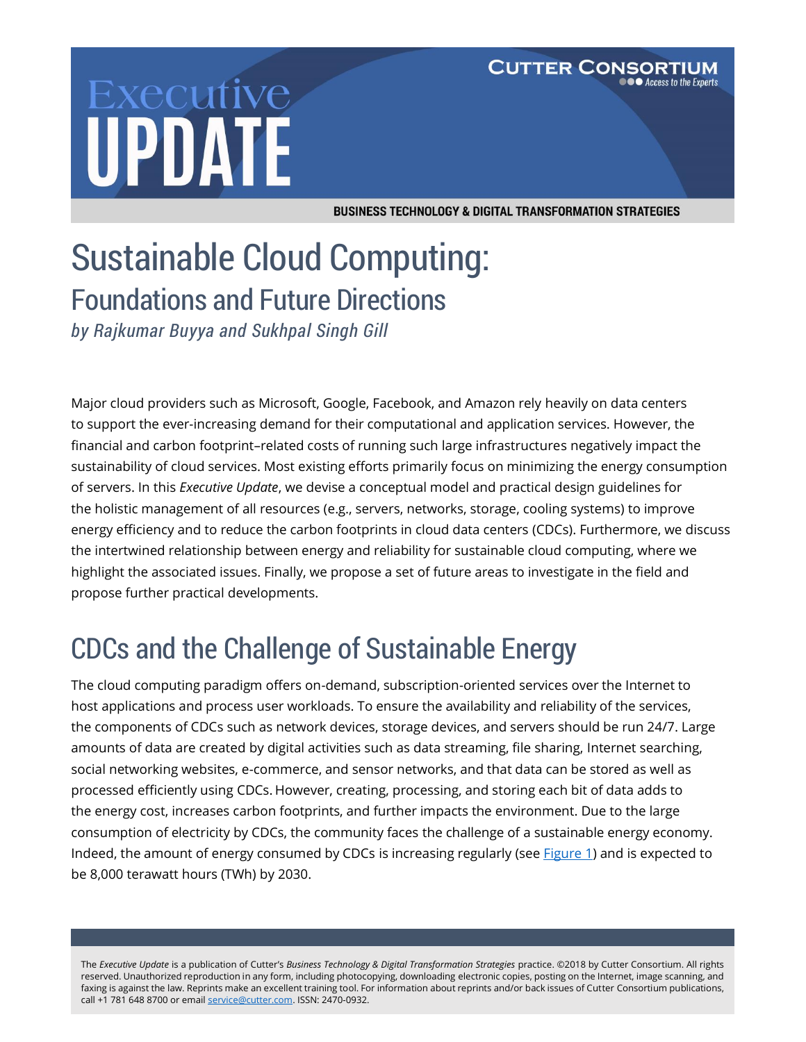# Sustainable Cloud Computing:

## Foundations and Future Directions

*by Rajkumar Buyya and Sukhpal Singh Gill*

Major cloud providers such as Microsoft, Google, Facebook, and Amazon rely heavily on data centers to support the ever-increasing demand for their computational and application services. However, the financial and carbon footprint–related costs of running such large infrastructures negatively impact the sustainability of cloud services. Most existing efforts primarily focus on minimizing the energy consumption of servers. In this *Executive Update*, we devise a conceptual model and practical design guidelines for the holistic management of all resources (e.g., servers, networks, storage, cooling systems) to improve energy efficiency and to reduce the carbon footprints in cloud data centers (CDCs). Furthermore, we discuss the intertwined relationship between energy and reliability for sustainable cloud computing, where we highlight the associated issues. Finally, we propose a set of future areas to investigate in the field and propose further practical developments.

## CDCs and the Challenge of Sustainable Energy

The cloud computing paradigm offers on-demand, subscription-oriented services over the Internet to host applications and process user workloads. To ensure the availability and reliability of the services, the components of CDCs such as network devices, storage devices, and servers should be run 24/7. Large amounts of data are created by digital activities such as data streaming, file sharing, Internet searching, social networking websites, e-commerce, and sensor networks, and that data can be stored as well as processed efficiently using CDCs. However, creating, processing, and storing each bit of data adds to the energy cost, increases carbon footprints, and further impacts the environment. Due to the large consumption of electricity by CDCs, the community faces the challenge of a sustainable energy economy. Indeed, the amount of energy consumed by CDCs is increasing regularly (see Figure 1) and is expected to be 8,000 terawatt hours (TWh) by 2030.

The *Executive Update* is a publication of Cutter's *Business Technology & Digital Transformation Strategies* practice. ©2018 by Cutter Consortium. All rights reserved. Unauthorized reproduction in any form, including photocopying, downloading electronic copies, posting on the Internet, image scanning, and faxing is against the law. Reprints make an excellent training tool. For information about reprints and/or back issues of Cutter Consortium publications, call +1 781 648 8700 or email service@cutter.com. ISSN: 2470-0932.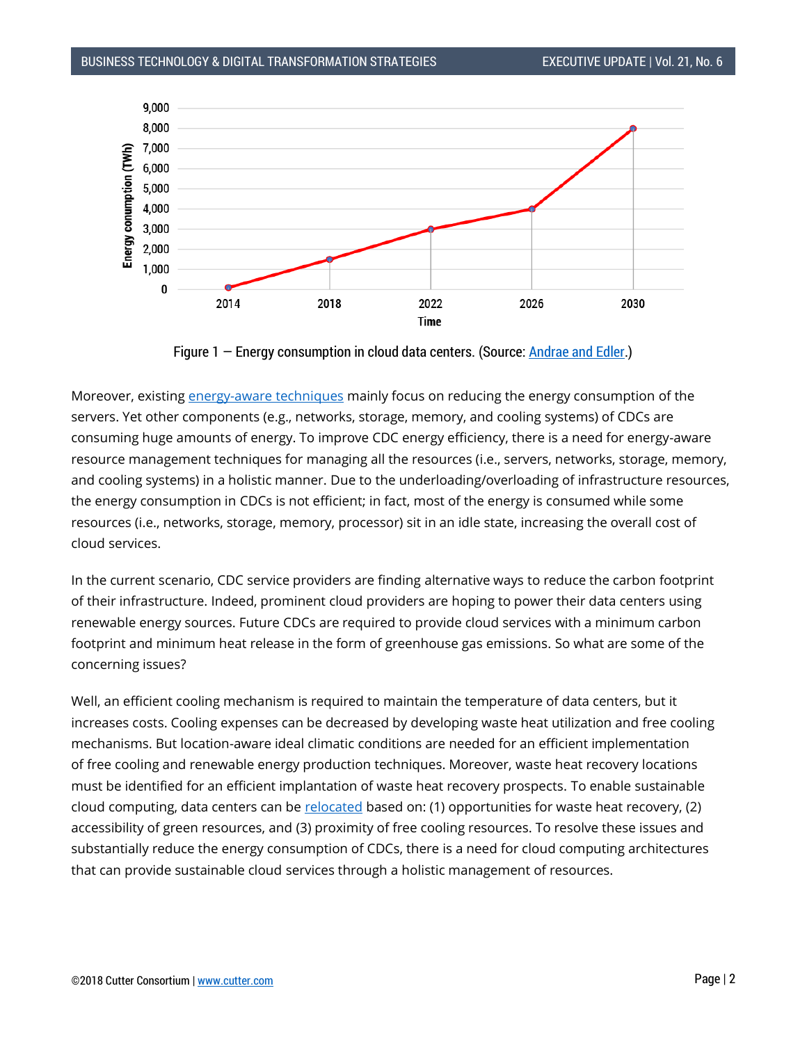Figure 1 — Energy consumption in cloud data centers. (Source: Andrae and Edler.)

Moreover, existing energy-aware techniques mainly focus on reducing the energy consumption of the servers. Yet other components (e.g., networks, storage, memory, and cooling systems) of CDCs are consuming huge amounts of energy. To improve CDC energy efficiency, there is a need for energy-aware resource management techniques for managing all the resources (i.e., servers, networks, storage, memory, and cooling systems) in a holistic manner. Due to the underloading/overloading of infrastructure resources, the energy consumption in CDCs is not efficient; in fact, most of the energy is consumed while some resources (i.e., networks, storage, memory, processor) sit in an idle state, increasing the overall cost of cloud services.

In the current scenario, CDC service providers are finding alternative ways to reduce the carbon footprint of their infrastructure. Indeed, prominent cloud providers are hoping to power their data centers using renewable energy sources. Future CDCs are required to provide cloud services with a minimum carbon footprint and minimum heat release in the form of greenhouse gas emissions. So what are some of the concerning issues?

Well, an efficient cooling mechanism is required to maintain the temperature of data centers, but it increases costs. Cooling expenses can be decreased by developing waste heat utilization and free cooling mechanisms. But location-aware ideal climatic conditions are needed for an efficient implementation of free cooling and renewable energy production techniques. Moreover, waste heat recovery locations must be identified for an efficient implantation of waste heat recovery prospects. To enable sustainable cloud computing, data centers can be relocated based on: (1) opportunities for waste heat recovery, (2) accessibility of green resources, and (3) proximity of free cooling resources. To resolve these issues and substantially reduce the energy consumption of CDCs, there is a need for cloud computing architectures that can provide sustainable cloud services through a holistic management of resources.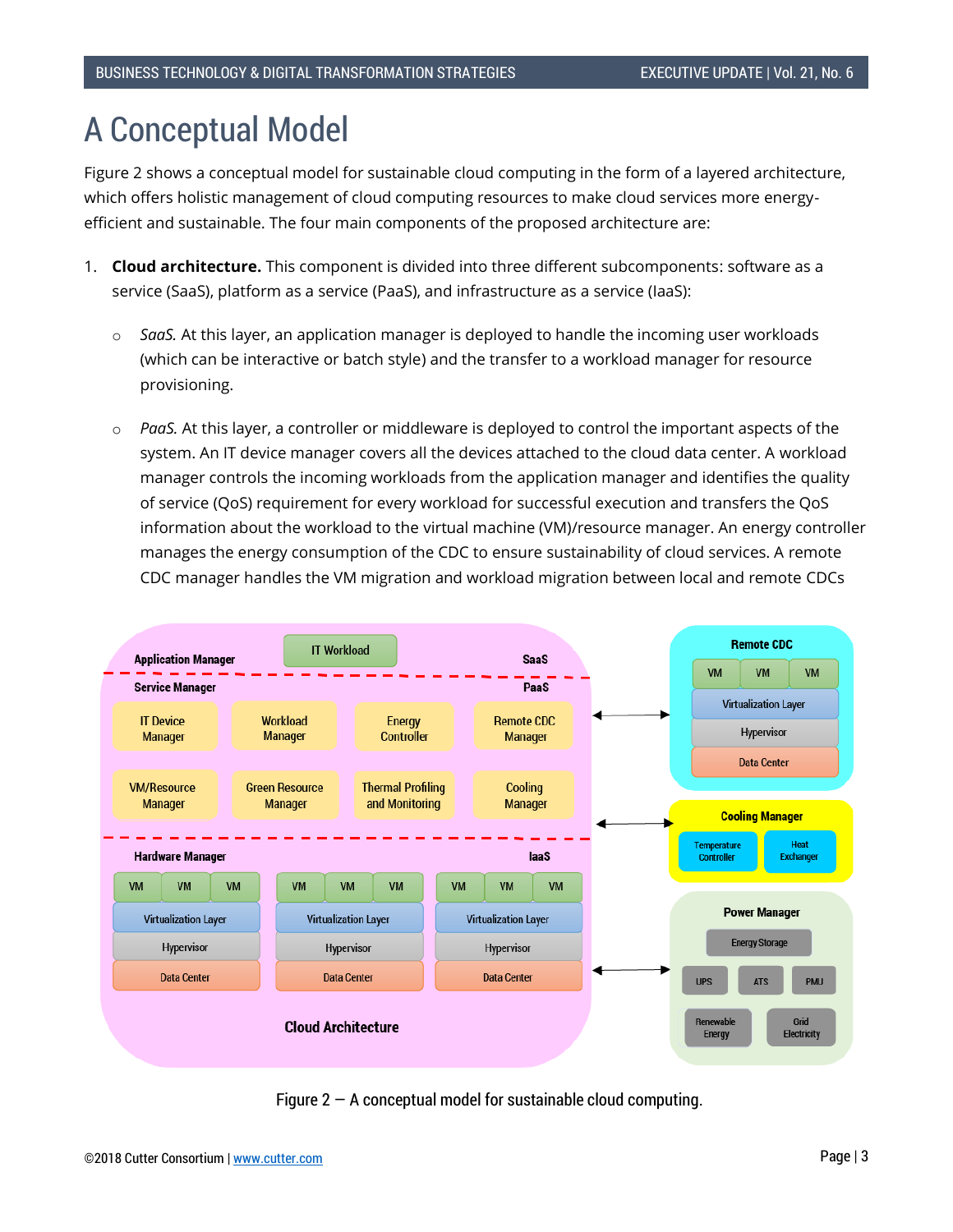# A Conceptual Model

Figure 2 shows a conceptual model for sustainable cloud computing in the form of a layered architecture, which offers holistic management of cloud computing resources to make cloud services more energy-efficient and sustainable. The four main components of the proposed architecture are:

1. **Cloud architecture.** This component is divided into three different subcomponents: software as a service (SaaS), platform as a service (PaaS), and infrastructure as a service (IaaS):

    - *SaaS.* At this layer, an application manager is deployed to handle the incoming user workloads (which can be interactive or batch style) and the transfer to a workload manager for resource provisioning.

    - *PaaS.* At this layer, a controller or middleware is deployed to control the important aspects of the system. An IT device manager covers all the devices attached to the cloud data center. A workload manager controls the incoming workloads from the application manager and identifies the quality of service (QoS) requirement for every workload for successful execution and transfers the QoS information about the workload to the virtual machine (VM)/resource manager. An energy controller manages the energy consumption of the CDC to ensure sustainability of cloud services. A remote CDC manager handles the VM migration and workload migration between local and remote CDCs

Figure 2 — A conceptual model for sustainable cloud computing.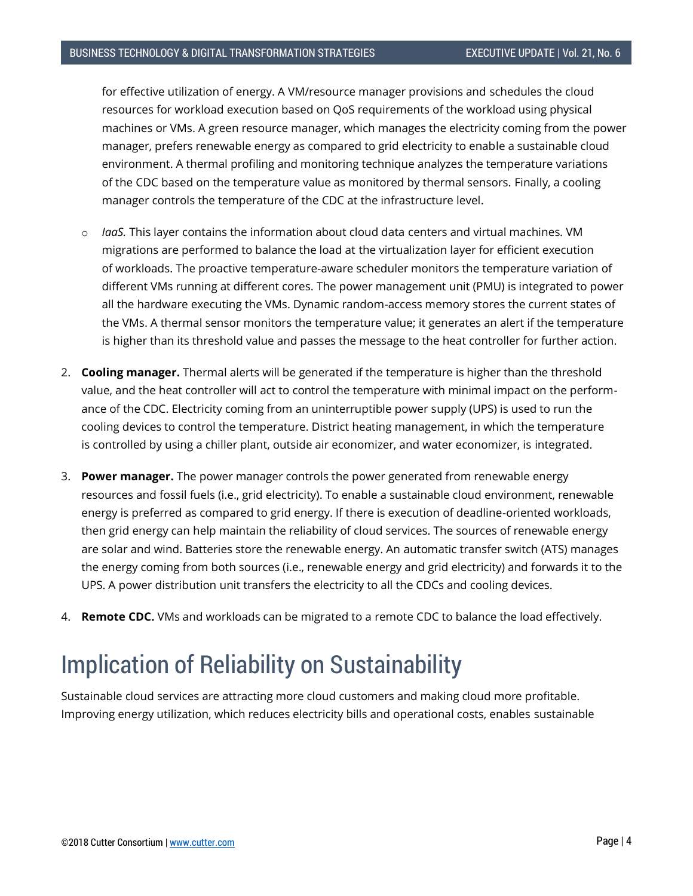for effective utilization of energy. A VM/resource manager provisions and schedules the cloud resources for workload execution based on QoS requirements of the workload using physical machines or VMs. A green resource manager, which manages the electricity coming from the power manager, prefers renewable energy as compared to grid electricity to enable a sustainable cloud environment. A thermal profiling and monitoring technique analyzes the temperature variations of the CDC based on the temperature value as monitored by thermal sensors. Finally, a cooling manager controls the temperature of the CDC at the infrastructure level.

   - *IaaS.* This layer contains the information about cloud data centers and virtual machines. VM migrations are performed to balance the load at the virtualization layer for efficient execution of workloads. The proactive temperature-aware scheduler monitors the temperature variation of different VMs running at different cores. The power management unit (PMU) is integrated to power all the hardware executing the VMs. Dynamic random-access memory stores the current states of the VMs. A thermal sensor monitors the temperature value; it generates an alert if the temperature is higher than its threshold value and passes the message to the heat controller for further action.

2. **Cooling manager.** Thermal alerts will be generated if the temperature is higher than the threshold value, and the heat controller will act to control the temperature with minimal impact on the performance of the CDC. Electricity coming from an uninterruptible power supply (UPS) is used to run the cooling devices to control the temperature. District heating management, in which the temperature is controlled by using a chiller plant, outside air economizer, and water economizer, is integrated.

3. **Power manager.** The power manager controls the power generated from renewable energy resources and fossil fuels (i.e., grid electricity). To enable a sustainable cloud environment, renewable energy is preferred as compared to grid energy. If there is execution of deadline-oriented workloads, then grid energy can help maintain the reliability of cloud services. The sources of renewable energy are solar and wind. Batteries store the renewable energy. An automatic transfer switch (ATS) manages the energy coming from both sources (i.e., renewable energy and grid electricity) and forwards it to the UPS. A power distribution unit transfers the electricity to all the CDCs and cooling devices.

4. **Remote CDC.** VMs and workloads can be migrated to a remote CDC to balance the load effectively.

# Implication of Reliability on Sustainability

Sustainable cloud services are attracting more cloud customers and making cloud more profitable. Improving energy utilization, which reduces electricity bills and operational costs, enables sustainable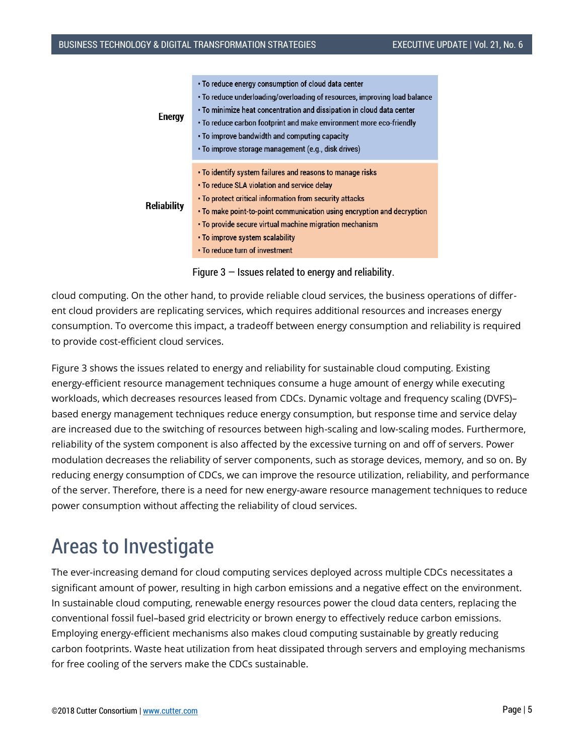| | |
|---|---|
| **Energy** | • To reduce energy consumption of cloud data center<br>• To reduce underloading/overloading of resources, improving load balance<br>• To minimize heat concentration and dissipation in cloud data center<br>• To reduce carbon footprint and make environment more eco-friendly<br>• To improve bandwidth and computing capacity<br>• To improve storage management (e.g., disk drives) |
| **Reliability** | • To identify system failures and reasons to manage risks<br>• To reduce SLA violation and service delay<br>• To protect critical information from security attacks<br>• To make point-to-point communication using encryption and decryption<br>• To provide secure virtual machine migration mechanism<br>• To improve system scalability<br>• To reduce turn of investment |

Figure 3 — Issues related to energy and reliability.

cloud computing. On the other hand, to provide reliable cloud services, the business operations of different cloud providers are replicating services, which requires additional resources and increases energy consumption. To overcome this impact, a tradeoff between energy consumption and reliability is required to provide cost-efficient cloud services.

Figure 3 shows the issues related to energy and reliability for sustainable cloud computing. Existing energy-efficient resource management techniques consume a huge amount of energy while executing workloads, which decreases resources leased from CDCs. Dynamic voltage and frequency scaling (DVFS)–based energy management techniques reduce energy consumption, but response time and service delay are increased due to the switching of resources between high-scaling and low-scaling modes. Furthermore, reliability of the system component is also affected by the excessive turning on and off of servers. Power modulation decreases the reliability of server components, such as storage devices, memory, and so on. By reducing energy consumption of CDCs, we can improve the resource utilization, reliability, and performance of the server. Therefore, there is a need for new energy-aware resource management techniques to reduce power consumption without affecting the reliability of cloud services.

# Areas to Investigate

The ever-increasing demand for cloud computing services deployed across multiple CDCs necessitates a significant amount of power, resulting in high carbon emissions and a negative effect on the environment. In sustainable cloud computing, renewable energy resources power the cloud data centers, replacing the conventional fossil fuel–based grid electricity or brown energy to effectively reduce carbon emissions. Employing energy-efficient mechanisms also makes cloud computing sustainable by greatly reducing carbon footprints. Waste heat utilization from heat dissipated through servers and employing mechanisms for free cooling of the servers make the CDCs sustainable.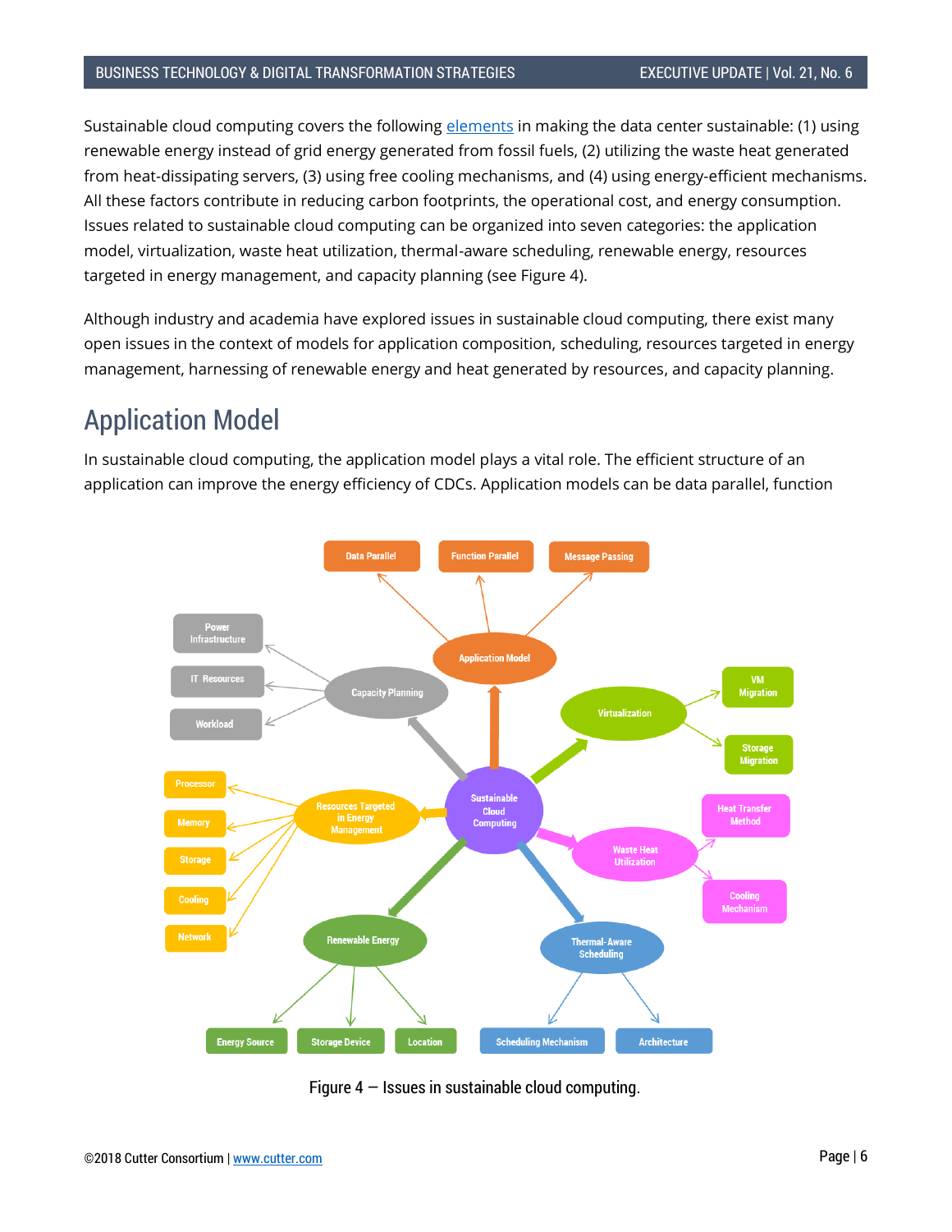Sustainable cloud computing covers the following elements in making the data center sustainable: (1) using renewable energy instead of grid energy generated from fossil fuels, (2) utilizing the waste heat generated from heat-dissipating servers, (3) using free cooling mechanisms, and (4) using energy-efficient mechanisms. All these factors contribute in reducing carbon footprints, the operational cost, and energy consumption. Issues related to sustainable cloud computing can be organized into seven categories: the application model, virtualization, waste heat utilization, thermal-aware scheduling, renewable energy, resources targeted in energy management, and capacity planning (see Figure 4).

Although industry and academia have explored issues in sustainable cloud computing, there exist many open issues in the context of models for application composition, scheduling, resources targeted in energy management, harnessing of renewable energy and heat generated by resources, and capacity planning.

## Application Model

In sustainable cloud computing, the application model plays a vital role. The efficient structure of an application can improve the energy efficiency of CDCs. Application models can be data parallel, function

Figure 4 — Issues in sustainable cloud computing.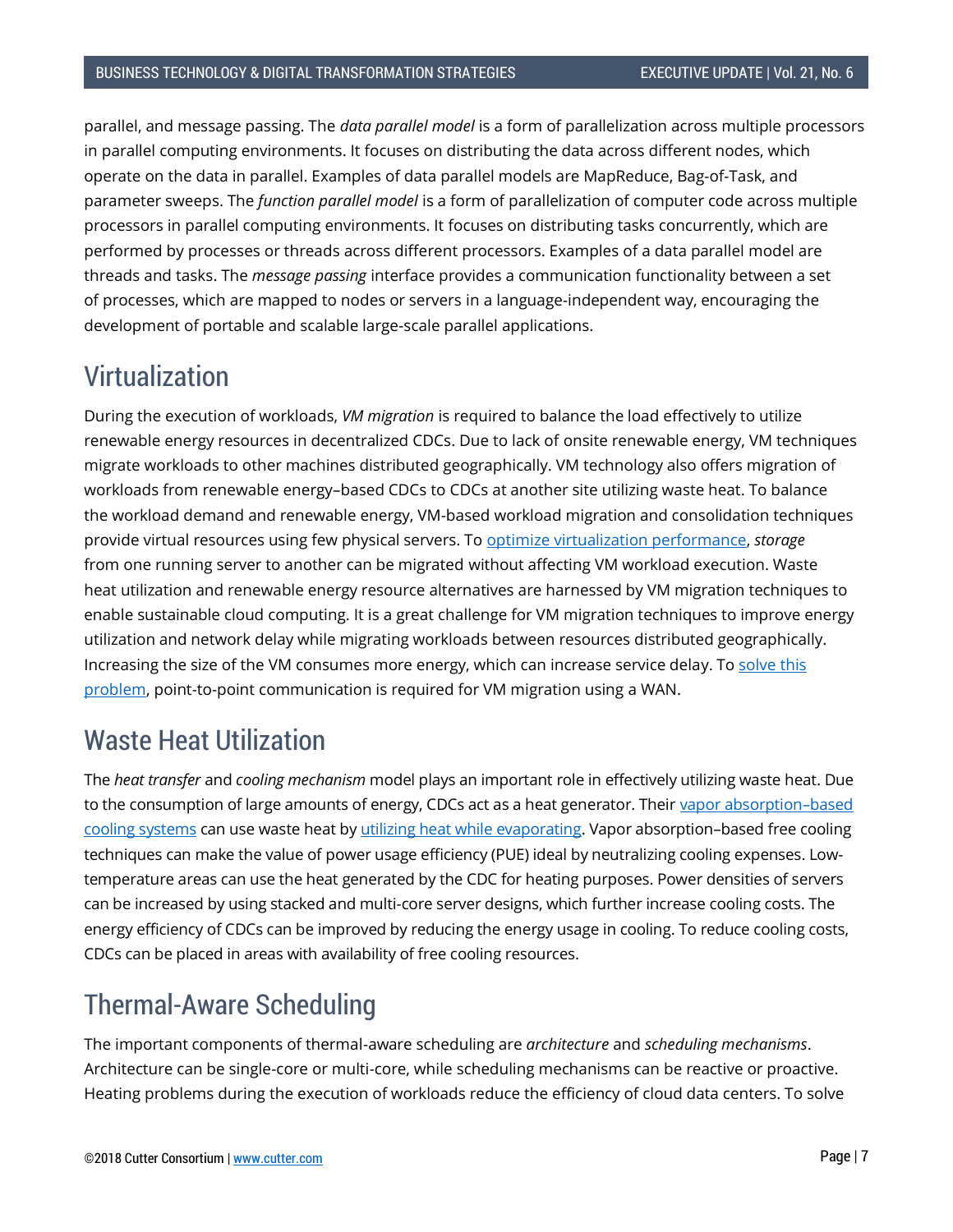parallel, and message passing. The *data parallel model* is a form of parallelization across multiple processors in parallel computing environments. It focuses on distributing the data across different nodes, which operate on the data in parallel. Examples of data parallel models are MapReduce, Bag-of-Task, and parameter sweeps. The *function parallel model* is a form of parallelization of computer code across multiple processors in parallel computing environments. It focuses on distributing tasks concurrently, which are performed by processes or threads across different processors. Examples of a data parallel model are threads and tasks. The *message passing* interface provides a communication functionality between a set of processes, which are mapped to nodes or servers in a language-independent way, encouraging the development of portable and scalable large-scale parallel applications.

## Virtualization

During the execution of workloads, *VM migration* is required to balance the load effectively to utilize renewable energy resources in decentralized CDCs. Due to lack of onsite renewable energy, VM techniques migrate workloads to other machines distributed geographically. VM technology also offers migration of workloads from renewable energy–based CDCs to CDCs at another site utilizing waste heat. To balance the workload demand and renewable energy, VM-based workload migration and consolidation techniques provide virtual resources using few physical servers. To optimize virtualization performance, *storage* from one running server to another can be migrated without affecting VM workload execution. Waste heat utilization and renewable energy resource alternatives are harnessed by VM migration techniques to enable sustainable cloud computing. It is a great challenge for VM migration techniques to improve energy utilization and network delay while migrating workloads between resources distributed geographically. Increasing the size of the VM consumes more energy, which can increase service delay. To solve this problem, point-to-point communication is required for VM migration using a WAN.

## Waste Heat Utilization

The *heat transfer* and *cooling mechanism* model plays an important role in effectively utilizing waste heat. Due to the consumption of large amounts of energy, CDCs act as a heat generator. Their vapor absorption–based cooling systems can use waste heat by utilizing heat while evaporating. Vapor absorption–based free cooling techniques can make the value of power usage efficiency (PUE) ideal by neutralizing cooling expenses. Low-temperature areas can use the heat generated by the CDC for heating purposes. Power densities of servers can be increased by using stacked and multi-core server designs, which further increase cooling costs. The energy efficiency of CDCs can be improved by reducing the energy usage in cooling. To reduce cooling costs, CDCs can be placed in areas with availability of free cooling resources.

## Thermal-Aware Scheduling

The important components of thermal-aware scheduling are *architecture* and *scheduling mechanisms*. Architecture can be single-core or multi-core, while scheduling mechanisms can be reactive or proactive. Heating problems during the execution of workloads reduce the efficiency of cloud data centers. To solve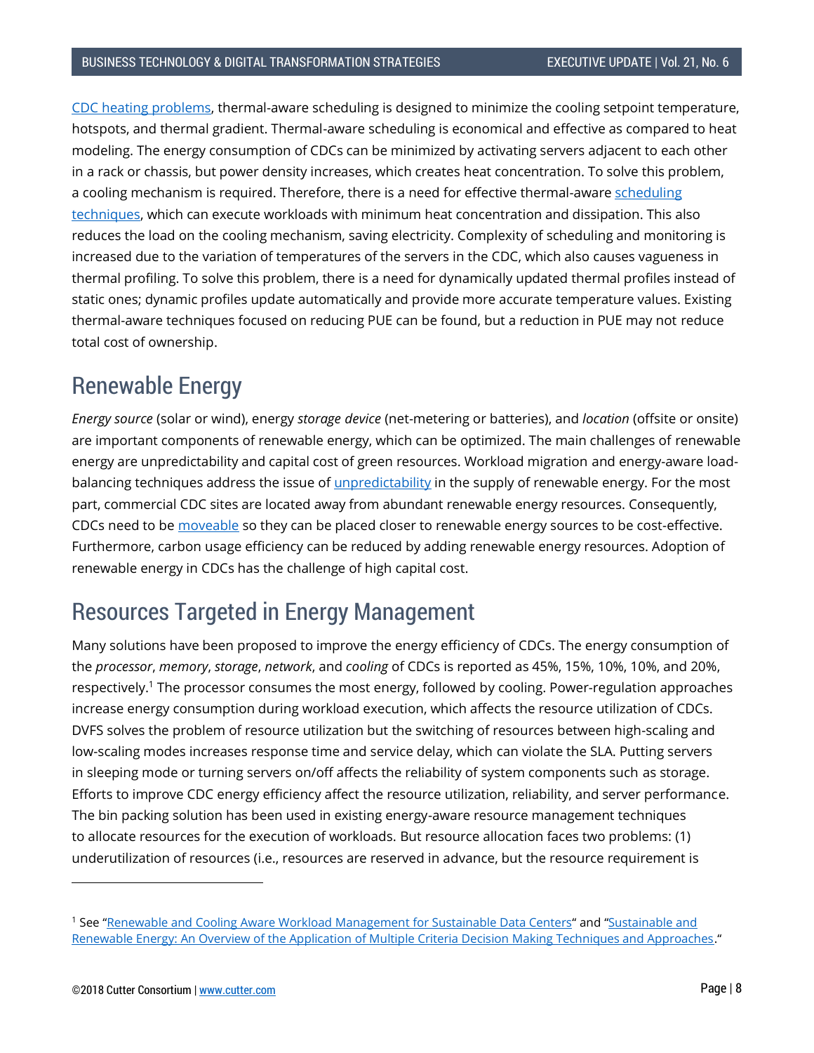CDC heating problems, thermal-aware scheduling is designed to minimize the cooling setpoint temperature, hotspots, and thermal gradient. Thermal-aware scheduling is economical and effective as compared to heat modeling. The energy consumption of CDCs can be minimized by activating servers adjacent to each other in a rack or chassis, but power density increases, which creates heat concentration. To solve this problem, a cooling mechanism is required. Therefore, there is a need for effective thermal-aware scheduling techniques, which can execute workloads with minimum heat concentration and dissipation. This also reduces the load on the cooling mechanism, saving electricity. Complexity of scheduling and monitoring is increased due to the variation of temperatures of the servers in the CDC, which also causes vagueness in thermal profiling. To solve this problem, there is a need for dynamically updated thermal profiles instead of static ones; dynamic profiles update automatically and provide more accurate temperature values. Existing thermal-aware techniques focused on reducing PUE can be found, but a reduction in PUE may not reduce total cost of ownership.

## Renewable Energy

*Energy source* (solar or wind), energy *storage device* (net-metering or batteries), and *location* (offsite or onsite) are important components of renewable energy, which can be optimized. The main challenges of renewable energy are unpredictability and capital cost of green resources. Workload migration and energy-aware load-balancing techniques address the issue of unpredictability in the supply of renewable energy. For the most part, commercial CDC sites are located away from abundant renewable energy resources. Consequently, CDCs need to be moveable so they can be placed closer to renewable energy sources to be cost-effective. Furthermore, carbon usage efficiency can be reduced by adding renewable energy resources. Adoption of renewable energy in CDCs has the challenge of high capital cost.

## Resources Targeted in Energy Management

Many solutions have been proposed to improve the energy efficiency of CDCs. The energy consumption of the *processor*, *memory*, *storage*, *network*, and *cooling* of CDCs is reported as 45%, 15%, 10%, 10%, and 20%, respectively.[1] The processor consumes the most energy, followed by cooling. Power-regulation approaches increase energy consumption during workload execution, which affects the resource utilization of CDCs. DVFS solves the problem of resource utilization but the switching of resources between high-scaling and low-scaling modes increases response time and service delay, which can violate the SLA. Putting servers in sleeping mode or turning servers on/off affects the reliability of system components such as storage. Efforts to improve CDC energy efficiency affect the resource utilization, reliability, and server performance. The bin packing solution has been used in existing energy-aware resource management techniques to allocate resources for the execution of workloads. But resource allocation faces two problems: (1) underutilization of resources (i.e., resources are reserved in advance, but the resource requirement is

[1] See "Renewable and Cooling Aware Workload Management for Sustainable Data Centers" and "Sustainable and Renewable Energy: An Overview of the Application of Multiple Criteria Decision Making Techniques and Approaches."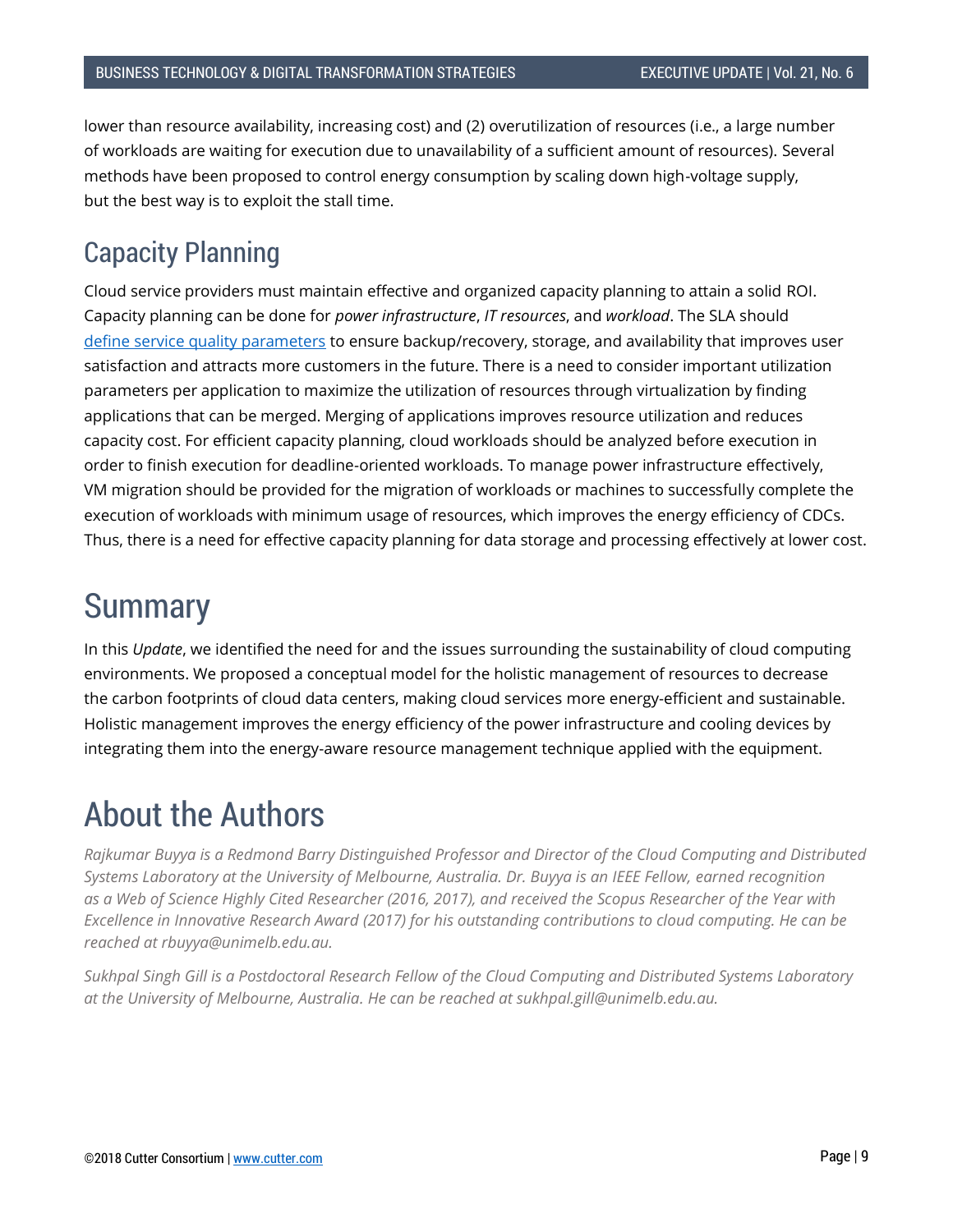lower than resource availability, increasing cost) and (2) overutilization of resources (i.e., a large number of workloads are waiting for execution due to unavailability of a sufficient amount of resources). Several methods have been proposed to control energy consumption by scaling down high-voltage supply, but the best way is to exploit the stall time.

## Capacity Planning

Cloud service providers must maintain effective and organized capacity planning to attain a solid ROI. Capacity planning can be done for *power infrastructure*, *IT resources*, and *workload*. The SLA should define service quality parameters to ensure backup/recovery, storage, and availability that improves user satisfaction and attracts more customers in the future. There is a need to consider important utilization parameters per application to maximize the utilization of resources through virtualization by finding applications that can be merged. Merging of applications improves resource utilization and reduces capacity cost. For efficient capacity planning, cloud workloads should be analyzed before execution in order to finish execution for deadline-oriented workloads. To manage power infrastructure effectively, VM migration should be provided for the migration of workloads or machines to successfully complete the execution of workloads with minimum usage of resources, which improves the energy efficiency of CDCs. Thus, there is a need for effective capacity planning for data storage and processing effectively at lower cost.

# Summary

In this *Update*, we identified the need for and the issues surrounding the sustainability of cloud computing environments. We proposed a conceptual model for the holistic management of resources to decrease the carbon footprints of cloud data centers, making cloud services more energy-efficient and sustainable. Holistic management improves the energy efficiency of the power infrastructure and cooling devices by integrating them into the energy-aware resource management technique applied with the equipment.

# About the Authors

*Rajkumar Buyya is a Redmond Barry Distinguished Professor and Director of the Cloud Computing and Distributed Systems Laboratory at the University of Melbourne, Australia. Dr. Buyya is an IEEE Fellow, earned recognition as a Web of Science Highly Cited Researcher (2016, 2017), and received the Scopus Researcher of the Year with Excellence in Innovative Research Award (2017) for his outstanding contributions to cloud computing. He can be reached at rbuyya@unimelb.edu.au.*

*Sukhpal Singh Gill is a Postdoctoral Research Fellow of the Cloud Computing and Distributed Systems Laboratory at the University of Melbourne, Australia. He can be reached at sukhpal.gill@unimelb.edu.au.*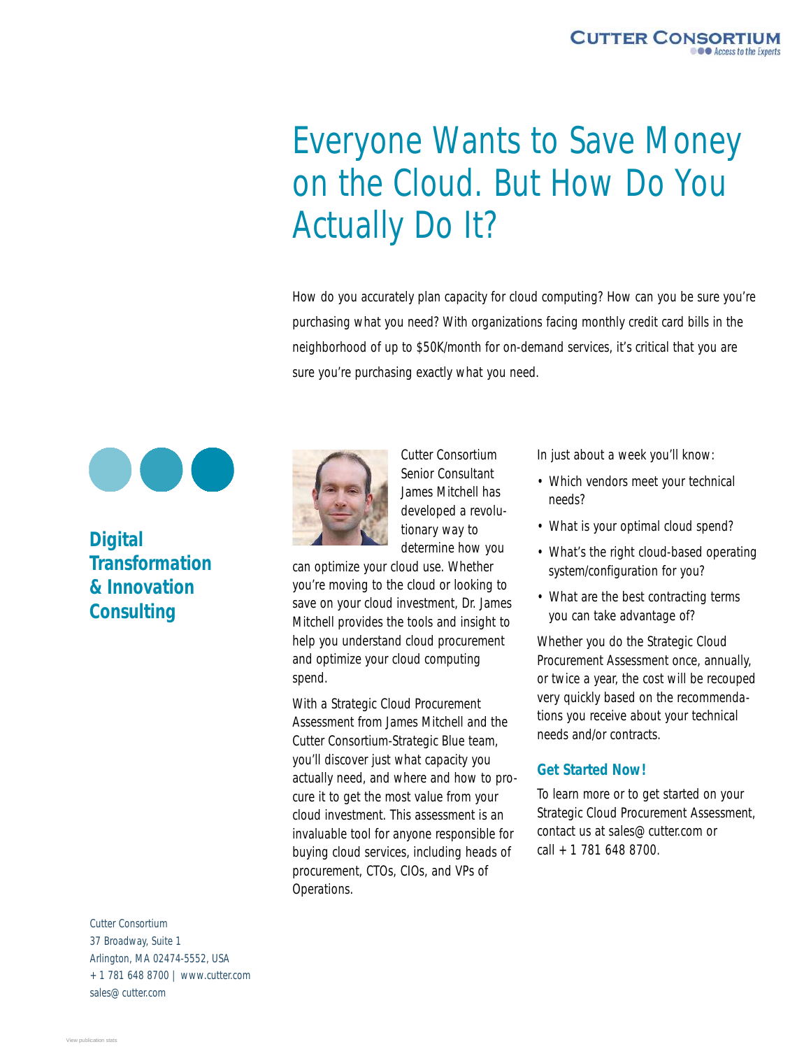# Everyone Wants to Save Money on the Cloud. But How Do You Actually Do It?

How do you accurately plan capacity for cloud computing? How can you be sure you're purchasing what you need? With organizations facing monthly credit card bills in the neighborhood of up to $50K/month for on-demand services, it's critical that you are sure you're purchasing exactly what you need.

## Digital Transformation & Innovation Consulting

Cutter Consortium Senior Consultant James Mitchell has developed a revolutionary way to determine how you can optimize your cloud use. Whether you're moving to the cloud or looking to save on your cloud investment, Dr. James Mitchell provides the tools and insight to help you understand cloud procurement and optimize your cloud computing spend.

With a Strategic Cloud Procurement Assessment from James Mitchell and the Cutter Consortium-Strategic Blue team, you'll discover just what capacity you actually need, and where and how to procure it to get the most value from your cloud investment. This assessment is an invaluable tool for anyone responsible for buying cloud services, including heads of procurement, CTOs, CIOs, and VPs of Operations.

In just about a week you'll know:

- Which vendors meet your technical needs?
- What is your optimal cloud spend?
- What's the right cloud-based operating system/configuration for you?
- What are the best contracting terms you can take advantage of?

Whether you do the Strategic Cloud Procurement Assessment once, annually, or twice a year, the cost will be recouped very quickly based on the recommendations you receive about your technical needs and/or contracts.

### Get Started Now!

To learn more or to get started on your Strategic Cloud Procurement Assessment, contact us at sales@cutter.com or call +1 781 648 8700.

Cutter Consortium
37 Broadway, Suite 1
Arlington, MA 02474-5552, USA
+1 781 648 8700 | www.cutter.com
sales@cutter.com